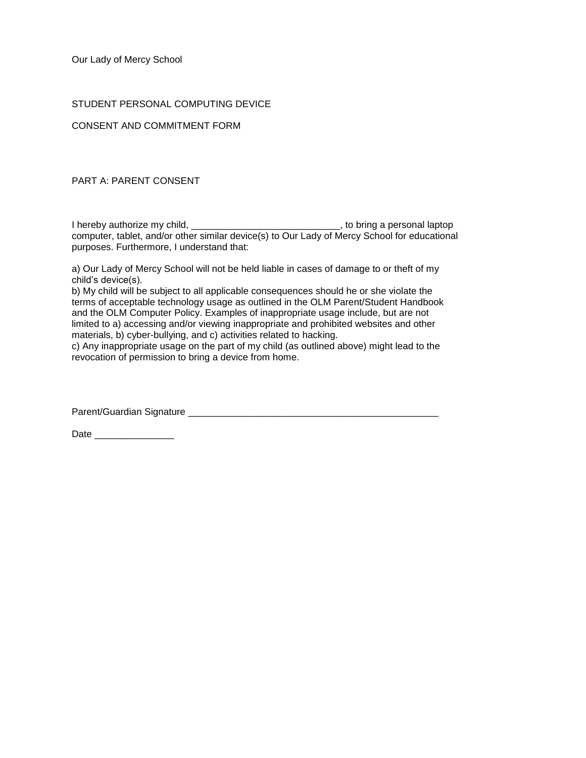Our Lady of Mercy School

STUDENT PERSONAL COMPUTING DEVICE

CONSENT AND COMMITMENT FORM

PART A: PARENT CONSENT

I hereby authorize my child, ____________________________, to bring a personal laptop computer, tablet, and/or other similar device(s) to Our Lady of Mercy School for educational purposes. Furthermore, I understand that:

a) Our Lady of Mercy School will not be held liable in cases of damage to or theft of my child's device(s).
b) My child will be subject to all applicable consequences should he or she violate the terms of acceptable technology usage as outlined in the OLM Parent/Student Handbook and the OLM Computer Policy. Examples of inappropriate usage include, but are not limited to a) accessing and/or viewing inappropriate and prohibited websites and other materials, b) cyber-bullying, and c) activities related to hacking.
c) Any inappropriate usage on the part of my child (as outlined above) might lead to the revocation of permission to bring a device from home.

Parent/Guardian Signature ________________________________________________

Date _______________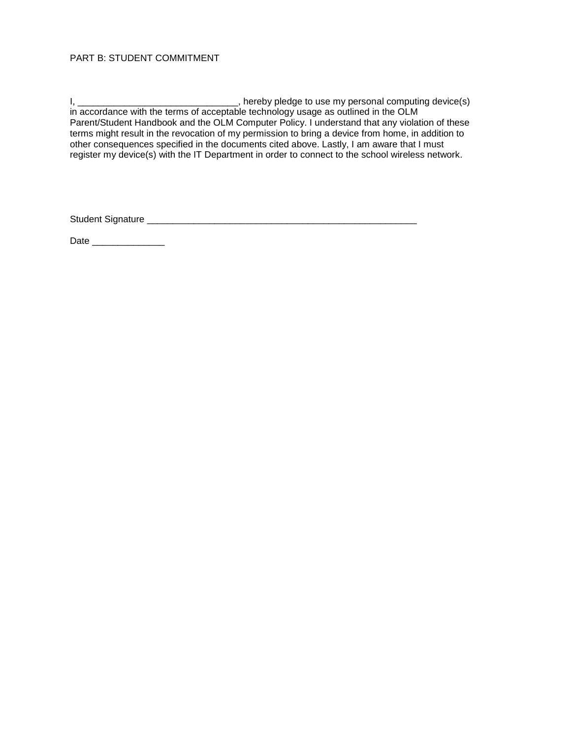PART B: STUDENT COMMITMENT

I, ________________________________, hereby pledge to use my personal computing device(s) in accordance with the terms of acceptable technology usage as outlined in the OLM Parent/Student Handbook and the OLM Computer Policy. I understand that any violation of these terms might result in the revocation of my permission to bring a device from home, in addition to other consequences specified in the documents cited above. Lastly, I am aware that I must register my device(s) with the IT Department in order to connect to the school wireless network.

Student Signature ______________________________________________________

Date ______________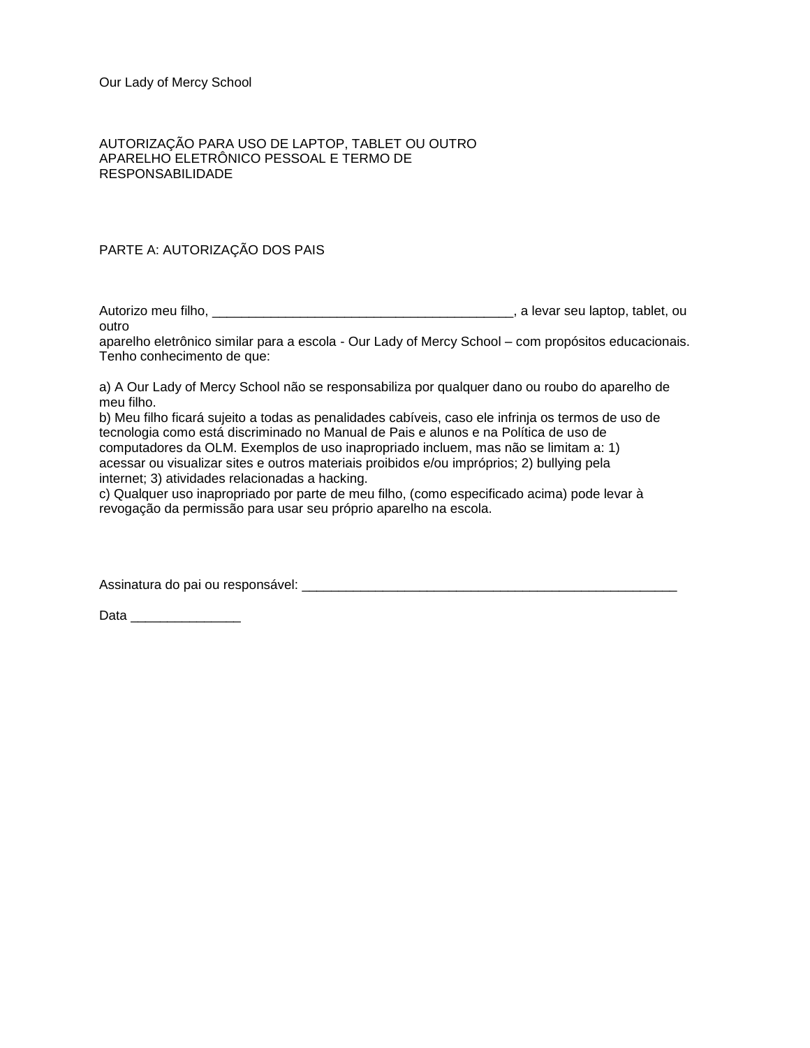Our Lady of Mercy School

# AUTORIZAÇÃO PARA USO DE LAPTOP, TABLET OU OUTRO APARELHO ELETRÔNICO PESSOAL E TERMO DE RESPONSABILIDADE

## PARTE A: AUTORIZAÇÃO DOS PAIS

Autorizo meu filho, ________________________________________, a levar seu laptop, tablet, ou outro aparelho eletrônico similar para a escola - Our Lady of Mercy School – com propósitos educacionais. Tenho conhecimento de que:

a) A Our Lady of Mercy School não se responsabiliza por qualquer dano ou roubo do aparelho de meu filho.
b) Meu filho ficará sujeito a todas as penalidades cabíveis, caso ele infrinja os termos de uso de tecnologia como está discriminado no Manual de Pais e alunos e na Política de uso de computadores da OLM. Exemplos de uso inapropriado incluem, mas não se limitam a: 1) acessar ou visualizar sites e outros materiais proibidos e/ou impróprios; 2) bullying pela internet; 3) atividades relacionadas a hacking.
c) Qualquer uso inapropriado por parte de meu filho, (como especificado acima) pode levar à revogação da permissão para usar seu próprio aparelho na escola.

Assinatura do pai ou responsável: ____________________________________________________

Data _______________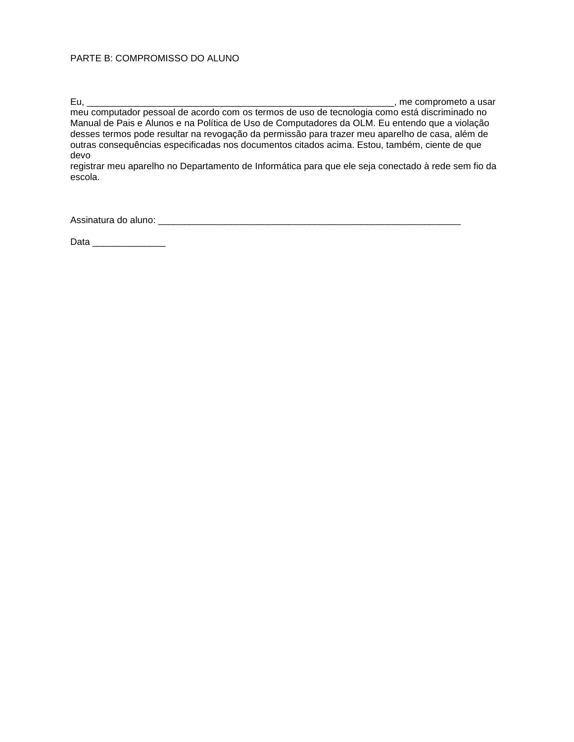## PARTE B: COMPROMISSO DO ALUNO

Eu, ____________________________________________________________, me comprometo a usar meu computador pessoal de acordo com os termos de uso de tecnologia como está discriminado no Manual de Pais e Alunos e na Política de Uso de Computadores da OLM. Eu entendo que a violação desses termos pode resultar na revogação da permissão para trazer meu aparelho de casa, além de outras consequências especificadas nos documentos citados acima. Estou, também, ciente de que devo registrar meu aparelho no Departamento de Informática para que ele seja conectado à rede sem fio da escola.

Assinatura do aluno: ____________________________________________________________

Data ______________